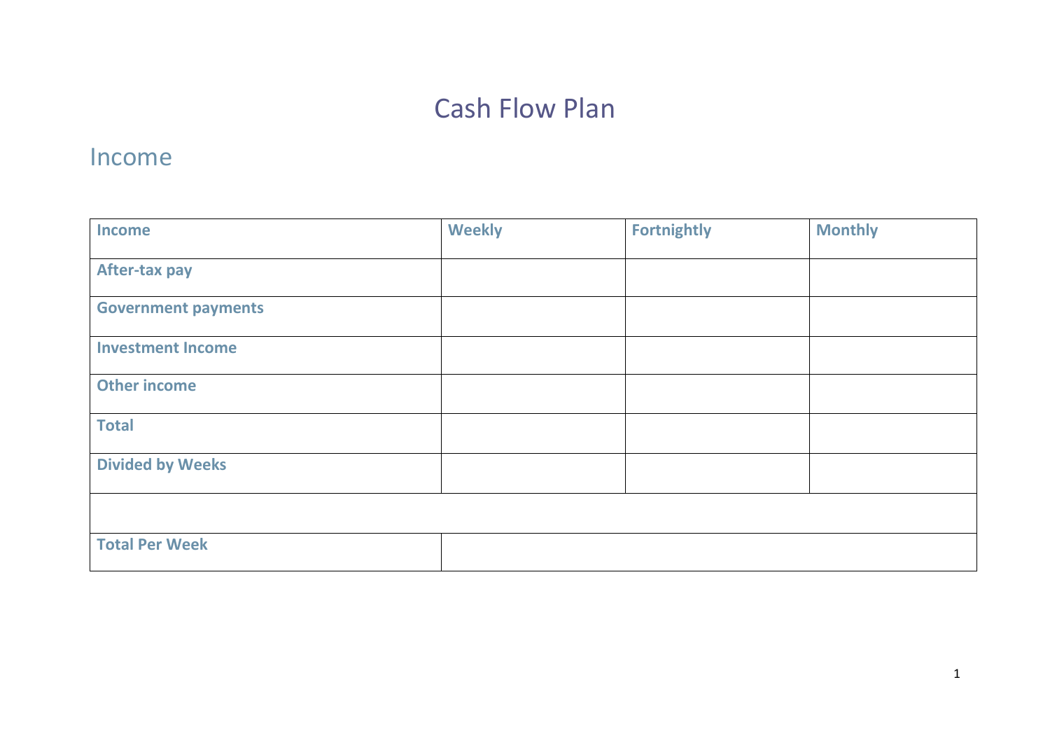# Cash Flow Plan

## Income

| Income | Weekly | Fortnightly | Monthly |
|---|---|---|---|
| After-tax pay | | | |
| Government payments | | | |
| Investment Income | | | |
| Other income | | | |
| Total | | | |
| Divided by Weeks | | | |
| | | | |
| Total Per Week | | | |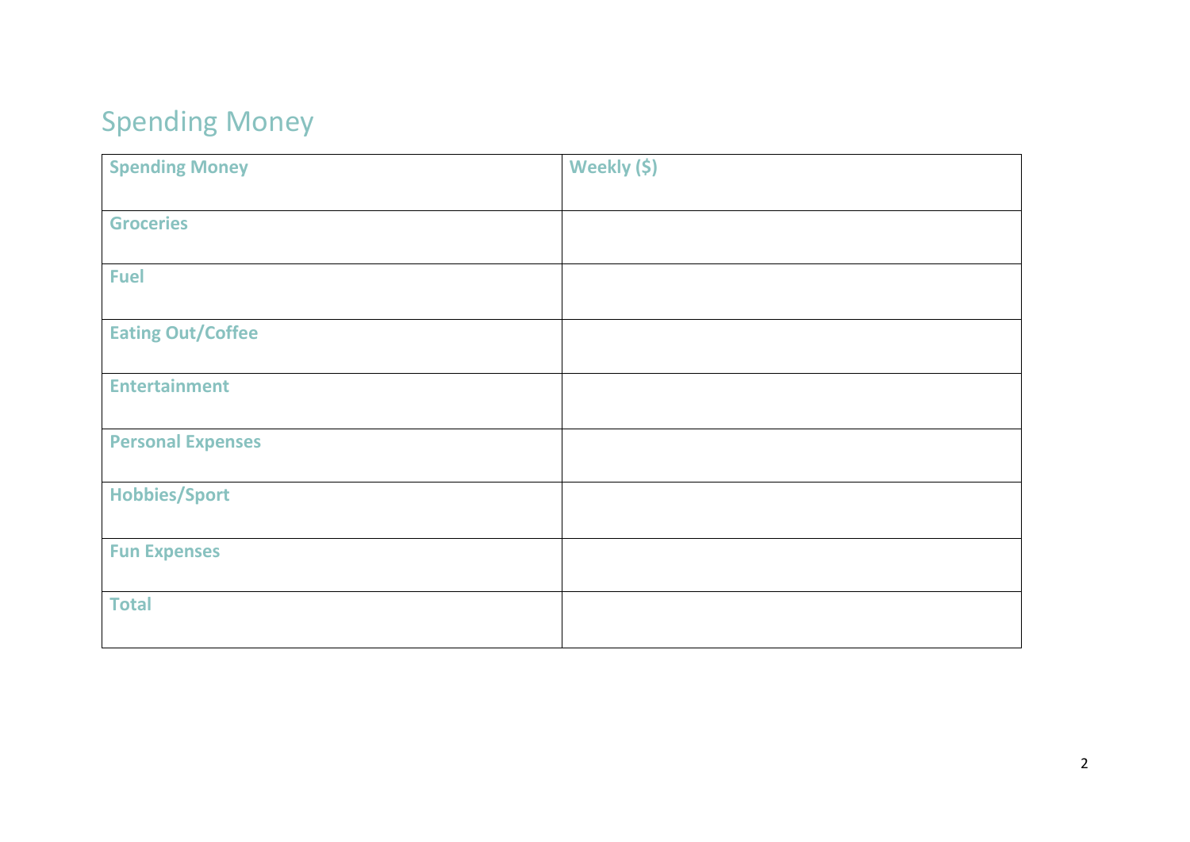# Spending Money

| Spending Money | Weekly ($) |
|---|---|
| Groceries | |
| Fuel | |
| Eating Out/Coffee | |
| Entertainment | |
| Personal Expenses | |
| Hobbies/Sport | |
| Fun Expenses | |
| Total | |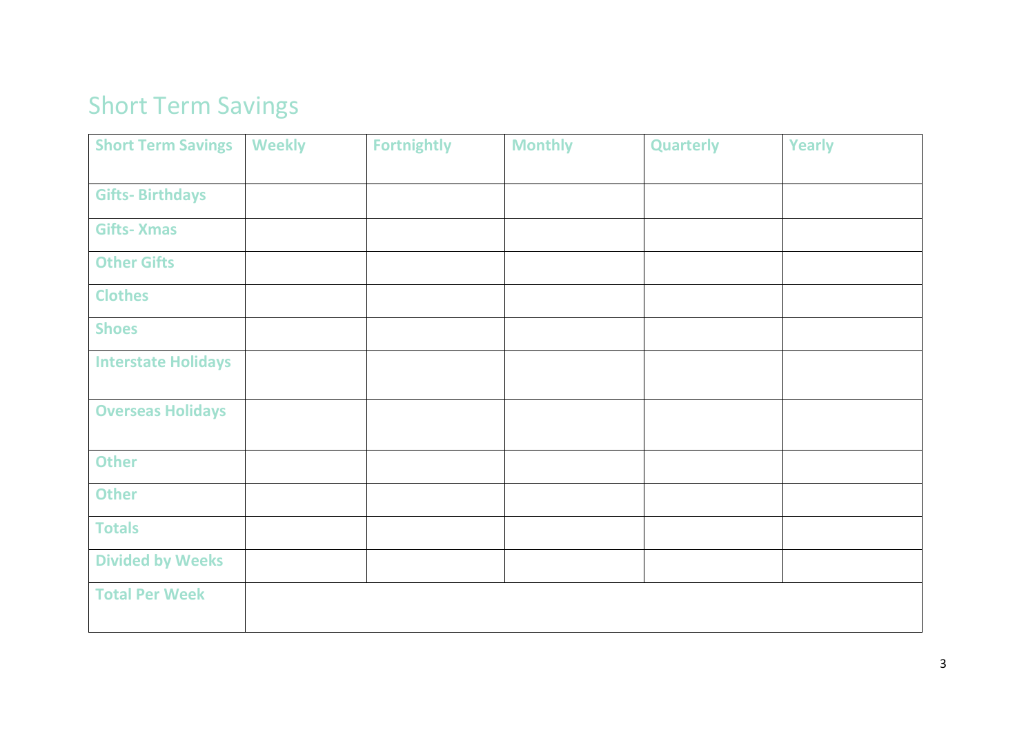# Short Term Savings

| Short Term Savings | Weekly | Fortnightly | Monthly | Quarterly | Yearly |
|---|---|---|---|---|---|
| Gifts- Birthdays | | | | | |
| Gifts- Xmas | | | | | |
| Other Gifts | | | | | |
| Clothes | | | | | |
| Shoes | | | | | |
| Interstate Holidays | | | | | |
| Overseas Holidays | | | | | |
| Other | | | | | |
| Other | | | | | |
| Totals | | | | | |
| Divided by Weeks | | | | | |
| Total Per Week | | | | | |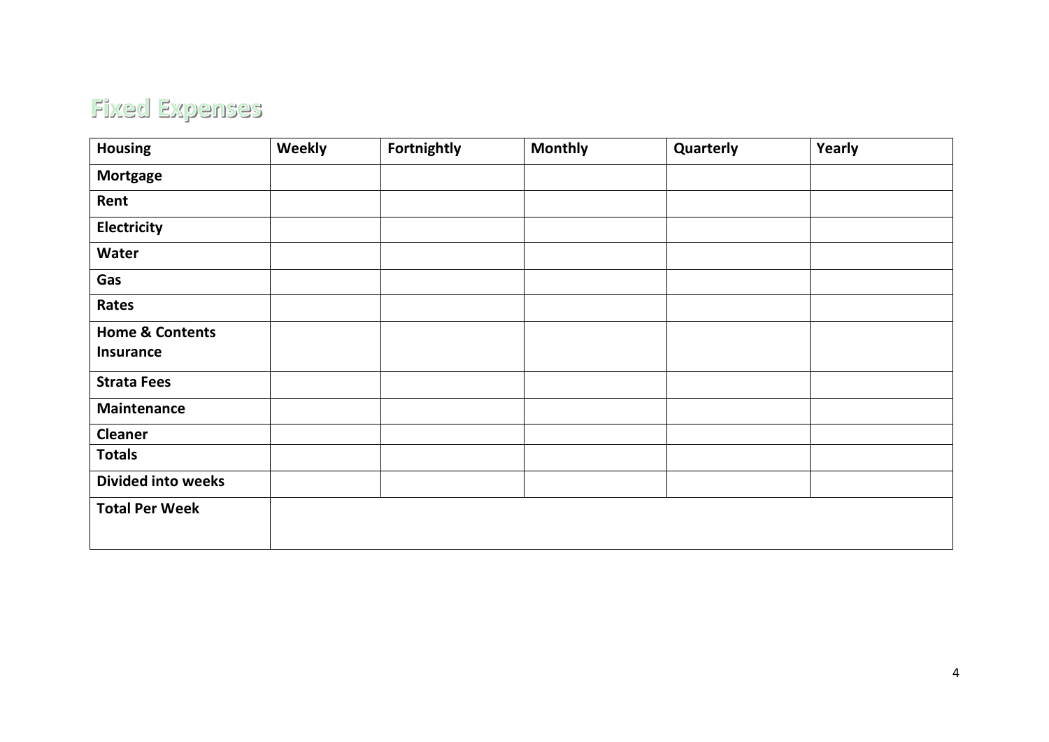# Fixed Expenses

| Housing | Weekly | Fortnightly | Monthly | Quarterly | Yearly |
|---|---|---|---|---|---|
| Mortgage | | | | | |
| Rent | | | | | |
| Electricity | | | | | |
| Water | | | | | |
| Gas | | | | | |
| Rates | | | | | |
| Home & Contents Insurance | | | | | |
| Strata Fees | | | | | |
| Maintenance | | | | | |
| Cleaner | | | | | |
| Totals | | | | | |
| Divided into weeks | | | | | |
| Total Per Week | | | | | |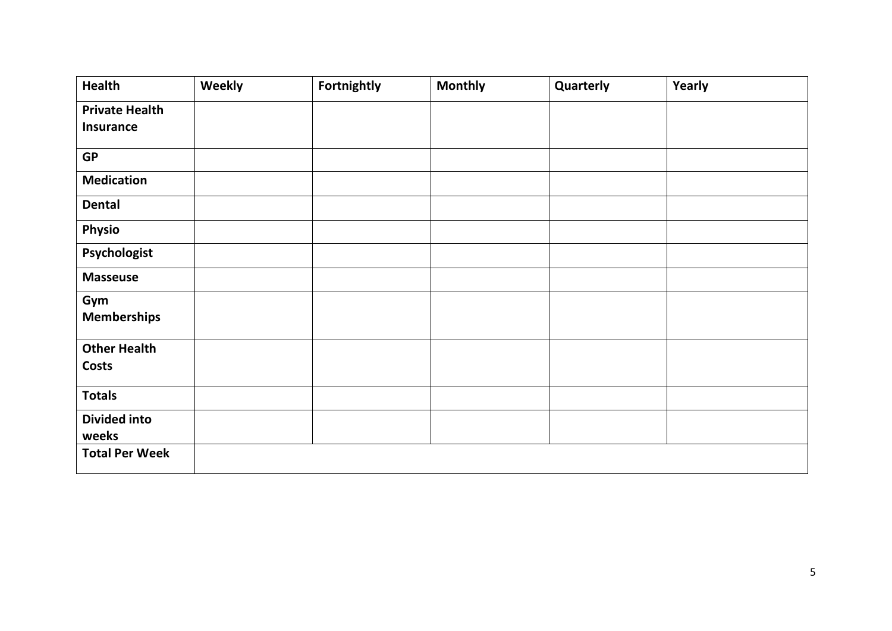| Health | Weekly | Fortnightly | Monthly | Quarterly | Yearly |
| --- | --- | --- | --- | --- | --- |
| Private Health Insurance | | | | | |
| GP | | | | | |
| Medication | | | | | |
| Dental | | | | | |
| Physio | | | | | |
| Psychologist | | | | | |
| Masseuse | | | | | |
| Gym Memberships | | | | | |
| Other Health Costs | | | | | |
| Totals | | | | | |
| Divided into weeks | | | | | |
| Total Per Week | | | | | |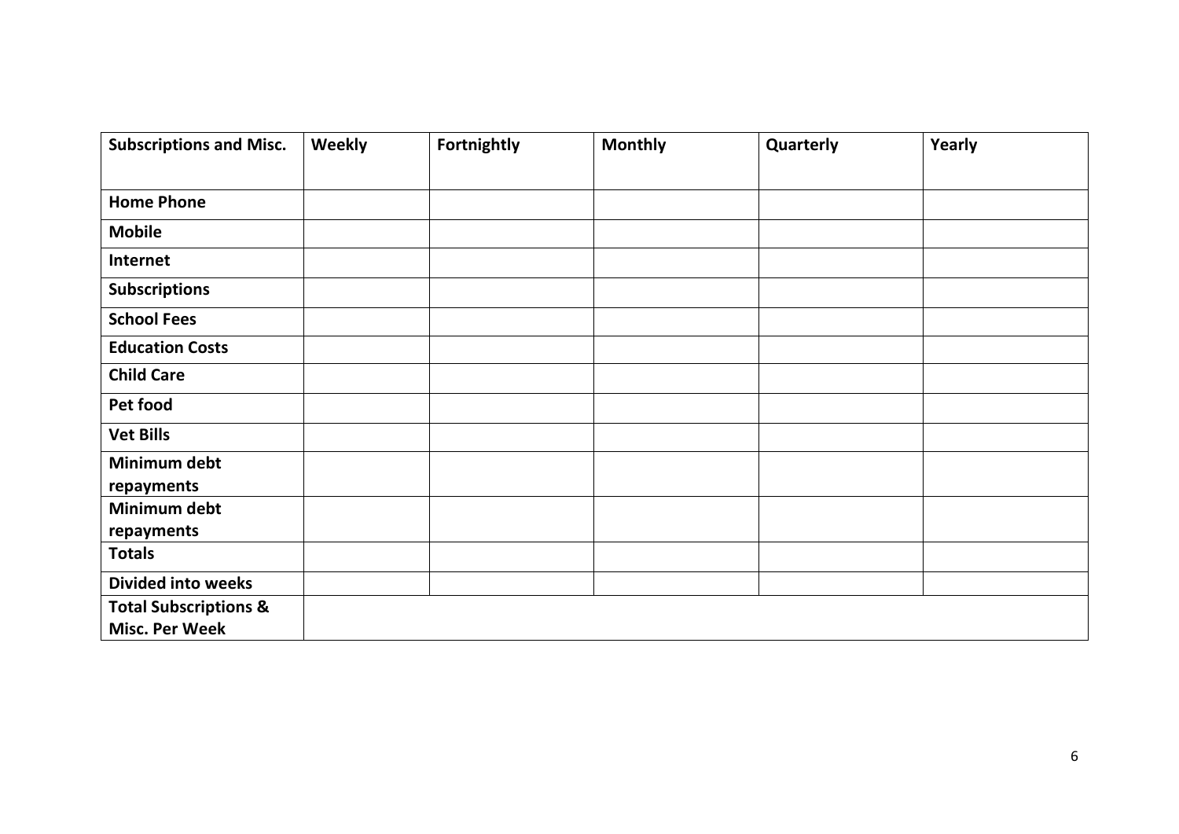| **Subscriptions and Misc.** | **Weekly** | **Fortnightly** | **Monthly** | **Quarterly** | **Yearly** |
|---|---|---|---|---|---|
| **Home Phone** | | | | | |
| **Mobile** | | | | | |
| **Internet** | | | | | |
| **Subscriptions** | | | | | |
| **School Fees** | | | | | |
| **Education Costs** | | | | | |
| **Child Care** | | | | | |
| **Pet food** | | | | | |
| **Vet Bills** | | | | | |
| **Minimum debt repayments** | | | | | |
| **Minimum debt repayments** | | | | | |
| **Totals** | | | | | |
| **Divided into weeks** | | | | | |
| **Total Subscriptions & Misc. Per Week** | | | | | |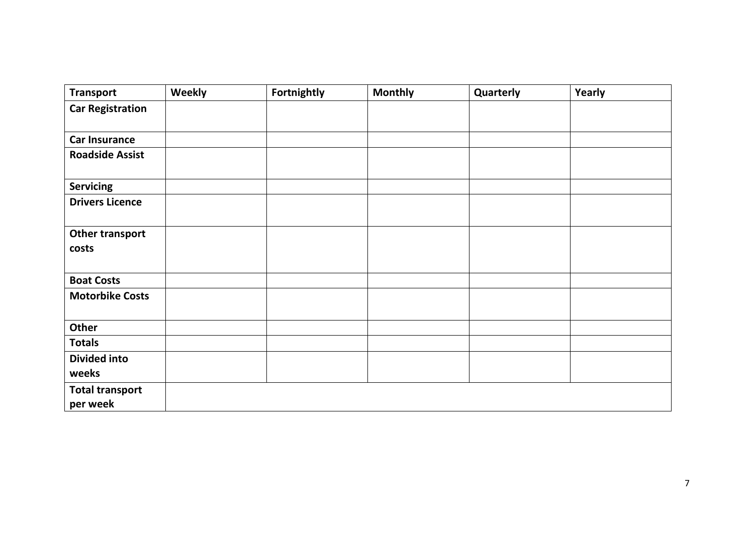| Transport | Weekly | Fortnightly | Monthly | Quarterly | Yearly |
| --- | --- | --- | --- | --- | --- |
| Car Registration | | | | | |
| Car Insurance | | | | | |
| Roadside Assist | | | | | |
| Servicing | | | | | |
| Drivers Licence | | | | | |
| Other transport costs | | | | | |
| Boat Costs | | | | | |
| Motorbike Costs | | | | | |
| Other | | | | | |
| Totals | | | | | |
| Divided into weeks | | | | | |
| Total transport per week | | | | | |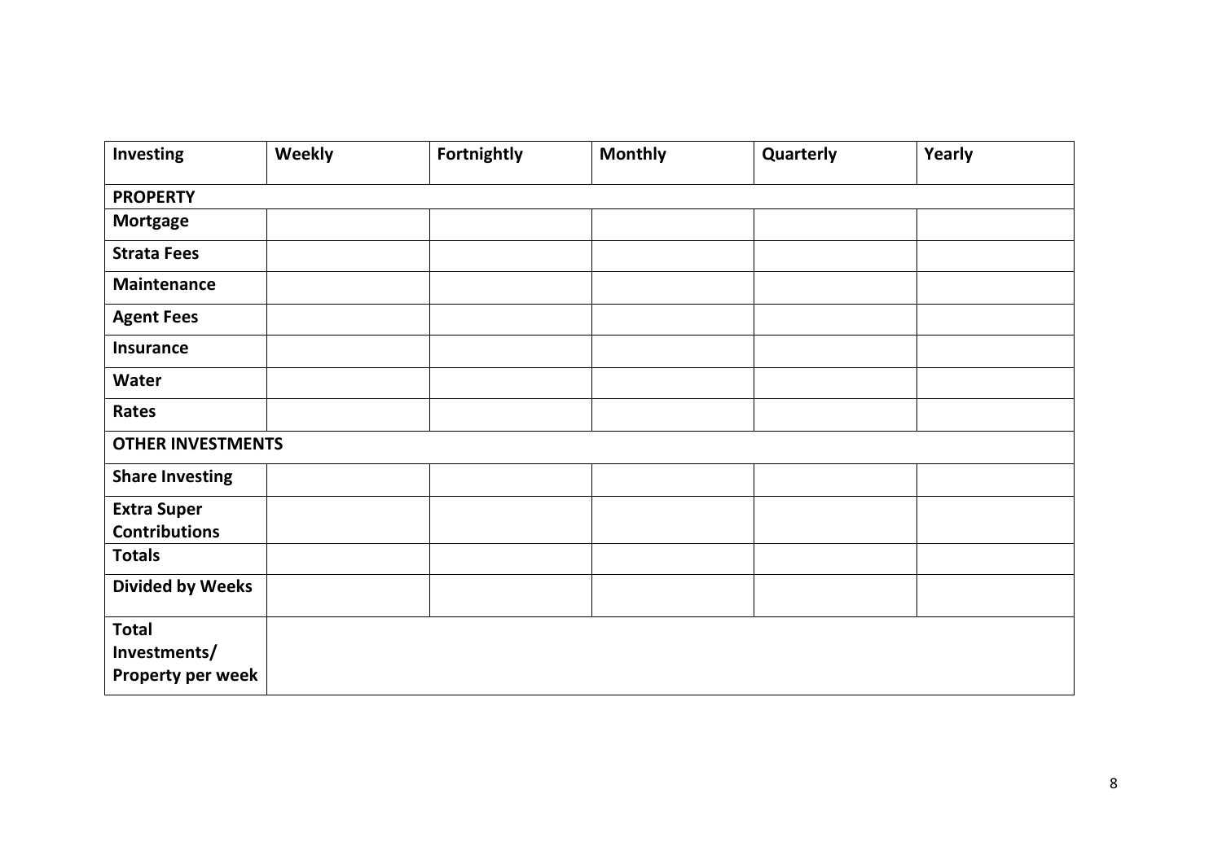| Investing | Weekly | Fortnightly | Monthly | Quarterly | Yearly |
|---|---|---|---|---|---|
| **PROPERTY** | | | | | |
| **Mortgage** | | | | | |
| **Strata Fees** | | | | | |
| **Maintenance** | | | | | |
| **Agent Fees** | | | | | |
| **Insurance** | | | | | |
| **Water** | | | | | |
| **Rates** | | | | | |
| **OTHER INVESTMENTS** | | | | | |
| **Share Investing** | | | | | |
| **Extra Super Contributions** | | | | | |
| **Totals** | | | | | |
| **Divided by Weeks** | | | | | |
| **Total Investments/ Property per week** | | | | | |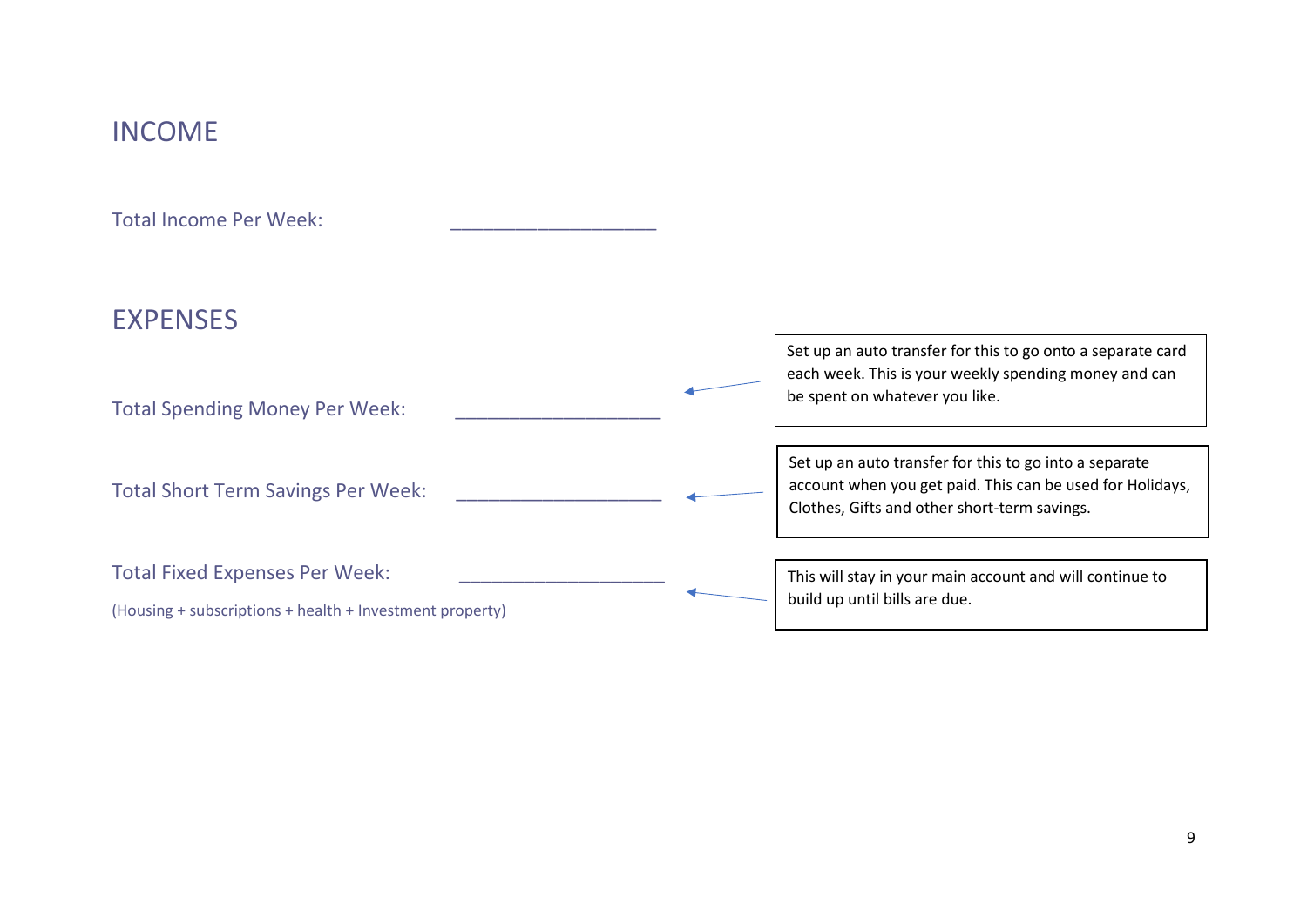## INCOME

Total Income Per Week: ____________________

## EXPENSES

Total Spending Money Per Week: ____________________

> Set up an auto transfer for this to go onto a separate card each week. This is your weekly spending money and can be spent on whatever you like.

Total Short Term Savings Per Week: ____________________

> Set up an auto transfer for this to go into a separate account when you get paid. This can be used for Holidays, Clothes, Gifts and other short-term savings.

Total Fixed Expenses Per Week: ____________________

(Housing + subscriptions + health + Investment property)

> This will stay in your main account and will continue to build up until bills are due.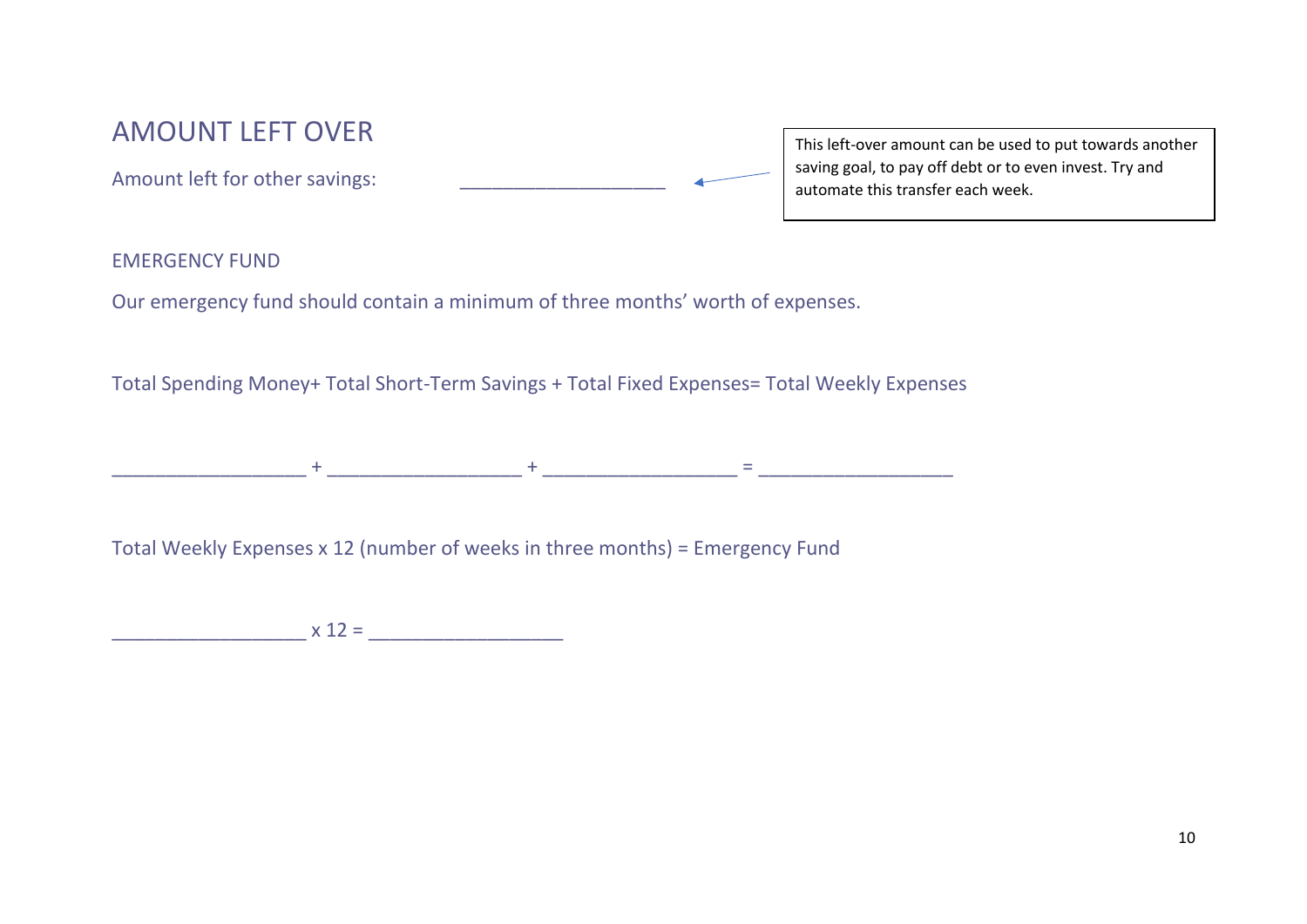## AMOUNT LEFT OVER

Amount left for other savings: ___________________

> This left-over amount can be used to put towards another saving goal, to pay off debt or to even invest. Try and automate this transfer each week.

### EMERGENCY FUND

Our emergency fund should contain a minimum of three months' worth of expenses.

Total Spending Money+ Total Short-Term Savings + Total Fixed Expenses= Total Weekly Expenses

__________________ + __________________ + __________________ = __________________

Total Weekly Expenses x 12 (number of weeks in three months) = Emergency Fund

__________________ x 12 = __________________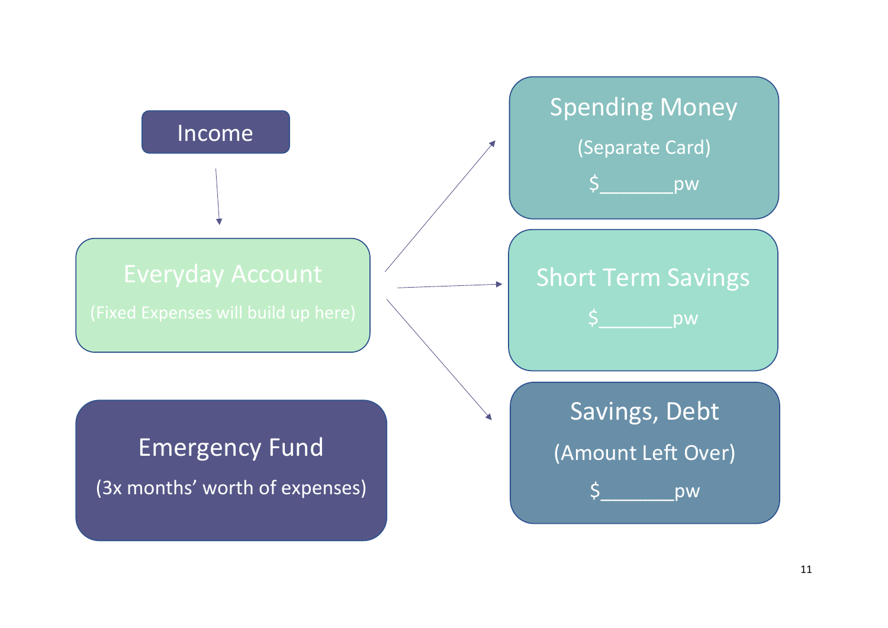Income

Everyday Account

(Fixed Expenses will build up here)

Spending Money

(Separate Card)

$_______pw

Short Term Savings

$_______pw

Savings, Debt

(Amount Left Over)

$_______pw

Emergency Fund

(3x months' worth of expenses)